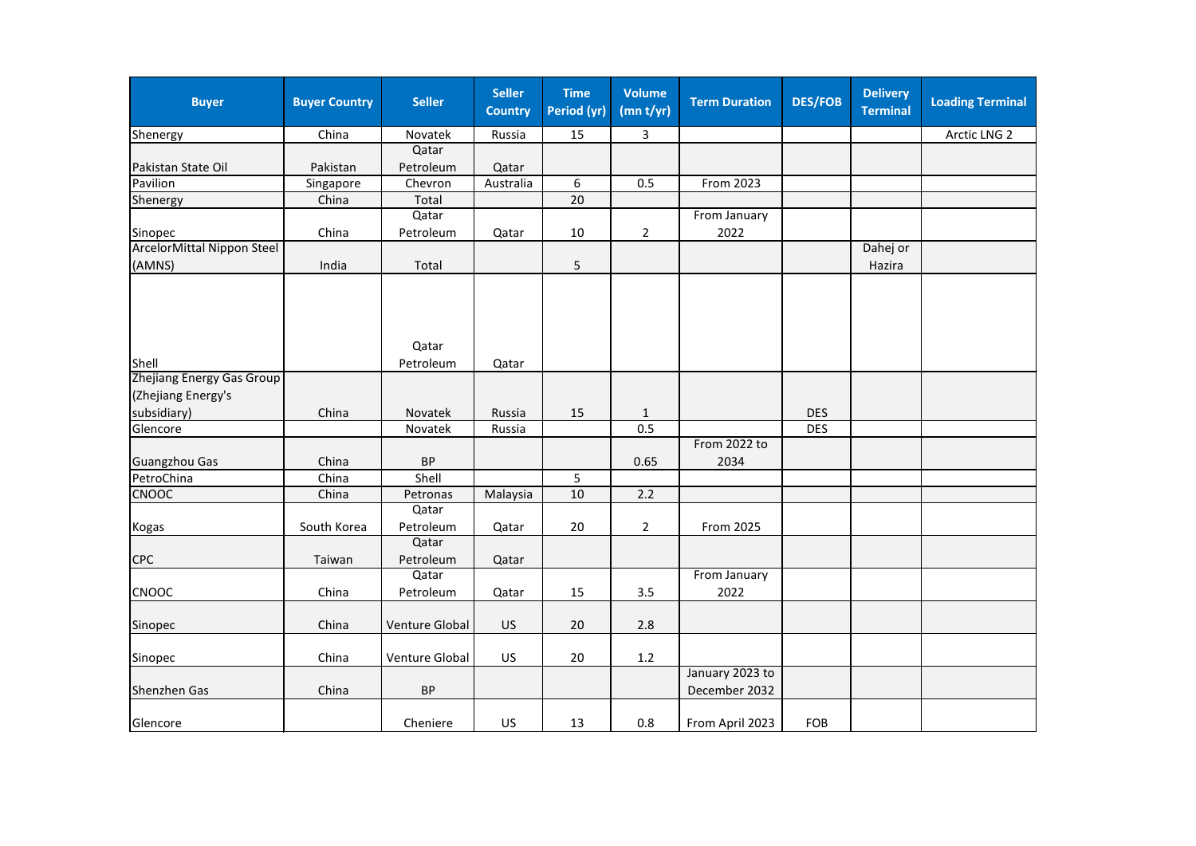| Buyer | Buyer Country | Seller | Seller Country | Time Period (yr) | Volume (mn t/yr) | Term Duration | DES/FOB | Delivery Terminal | Loading Terminal |
|---|---|---|---|---|---|---|---|---|---|
| Shenergy | China | Novatek | Russia | 15 | 3 | | | | Arctic LNG 2 |
| Pakistan State Oil | Pakistan | Qatar Petroleum | Qatar | | | | | | |
| Pavilion | Singapore | Chevron | Australia | 6 | 0.5 | From 2023 | | | |
| Shenergy | China | Total | | 20 | | | | | |
| Sinopec | China | Qatar Petroleum | Qatar | 10 | 2 | From January 2022 | | | |
| ArcelorMittal Nippon Steel (AMNS) | India | Total | | 5 | | | | Dahej or Hazira | |
| Shell | | Qatar Petroleum | Qatar | | | | | | |
| Zhejiang Energy Gas Group (Zhejiang Energy's subsidiary) | China | Novatek | Russia | 15 | 1 | | DES | | |
| Glencore | | Novatek | Russia | | 0.5 | | DES | | |
| Guangzhou Gas | China | BP | | | 0.65 | From 2022 to 2034 | | | |
| PetroChina | China | Shell | | 5 | | | | | |
| CNOOC | China | Petronas | Malaysia | 10 | 2.2 | | | | |
| Kogas | South Korea | Qatar Petroleum | Qatar | 20 | 2 | From 2025 | | | |
| CPC | Taiwan | Qatar Petroleum | Qatar | | | | | | |
| CNOOC | China | Qatar Petroleum | Qatar | 15 | 3.5 | From January 2022 | | | |
| Sinopec | China | Venture Global | US | 20 | 2.8 | | | | |
| Sinopec | China | Venture Global | US | 20 | 1.2 | | | | |
| Shenzhen Gas | China | BP | | | | January 2023 to December 2032 | | | |
| Glencore | | Cheniere | US | 13 | 0.8 | From April 2023 | FOB | | |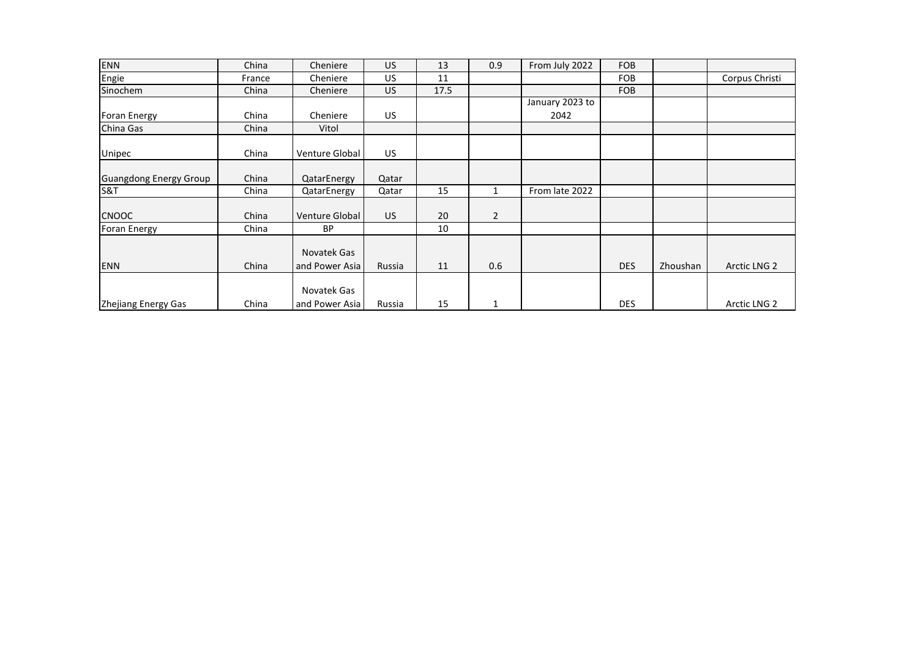| | | | | | | | | | |
|---|---|---|---|---|---|---|---|---|---|
| ENN | China | Cheniere | US | 13 | 0.9 | From July 2022 | FOB | | |
| Engie | France | Cheniere | US | 11 | | | FOB | | Corpus Christi |
| Sinochem | China | Cheniere | US | 17.5 | | | FOB | | |
| Foran Energy | China | Cheniere | US | | | January 2023 to 2042 | | | |
| China Gas | China | Vitol | | | | | | | |
| Unipec | China | Venture Global | US | | | | | | |
| Guangdong Energy Group | China | QatarEnergy | Qatar | | | | | | |
| S&T | China | QatarEnergy | Qatar | 15 | 1 | From late 2022 | | | |
| CNOOC | China | Venture Global | US | 20 | 2 | | | | |
| Foran Energy | China | BP | | 10 | | | | | |
| ENN | China | Novatek Gas and Power Asia | Russia | 11 | 0.6 | | DES | Zhoushan | Arctic LNG 2 |
| Zhejiang Energy Gas | China | Novatek Gas and Power Asia | Russia | 15 | 1 | | DES | | Arctic LNG 2 |